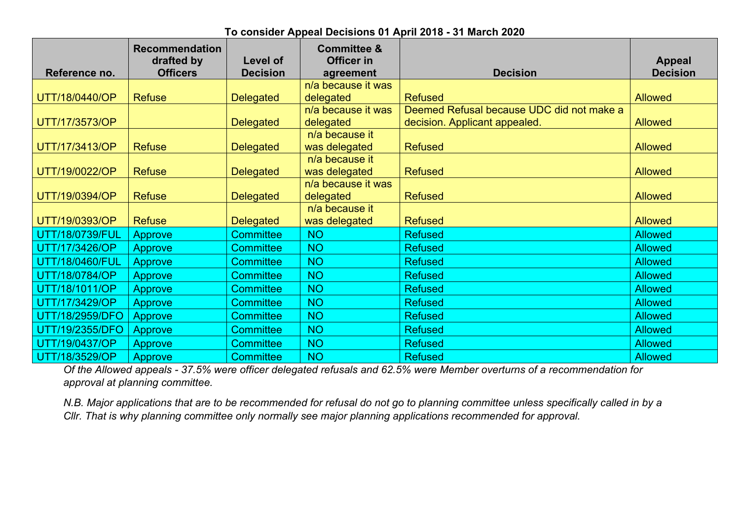**To consider Appeal Decisions 01 April 2018 - 31 March 2020**

| Reference no. | Recommendation drafted by Officers | Level of Decision | Committee & Officer in agreement | Decision | Appeal Decision |
|---|---|---|---|---|---|
| UTT/18/0440/OP | Refuse | Delegated | n/a because it was delegated | Refused | Allowed |
| UTT/17/3573/OP | | Delegated | n/a because it was delegated | Deemed Refusal because UDC did not make a decision. Applicant appealed. | Allowed |
| UTT/17/3413/OP | Refuse | Delegated | n/a because it was delegated | Refused | Allowed |
| UTT/19/0022/OP | Refuse | Delegated | n/a because it was delegated | Refused | Allowed |
| UTT/19/0394/OP | Refuse | Delegated | n/a because it was delegated | Refused | Allowed |
| UTT/19/0393/OP | Refuse | Delegated | n/a because it was delegated | Refused | Allowed |
| UTT/18/0739/FUL | Approve | Committee | NO | Refused | Allowed |
| UTT/17/3426/OP | Approve | Committee | NO | Refused | Allowed |
| UTT/18/0460/FUL | Approve | Committee | NO | Refused | Allowed |
| UTT/18/0784/OP | Approve | Committee | NO | Refused | Allowed |
| UTT/18/1011/OP | Approve | Committee | NO | Refused | Allowed |
| UTT/17/3429/OP | Approve | Committee | NO | Refused | Allowed |
| UTT/18/2959/DFO | Approve | Committee | NO | Refused | Allowed |
| UTT/19/2355/DFO | Approve | Committee | NO | Refused | Allowed |
| UTT/19/0437/OP | Approve | Committee | NO | Refused | Allowed |
| UTT/18/3529/OP | Approve | Committee | NO | Refused | Allowed |

*Of the Allowed appeals - 37.5% were officer delegated refusals and 62.5% were Member overturns of a recommendation for approval at planning committee.*

*N.B. Major applications that are to be recommended for refusal do not go to planning committee unless specifically called in by a Cllr. That is why planning committee only normally see major planning applications recommended for approval.*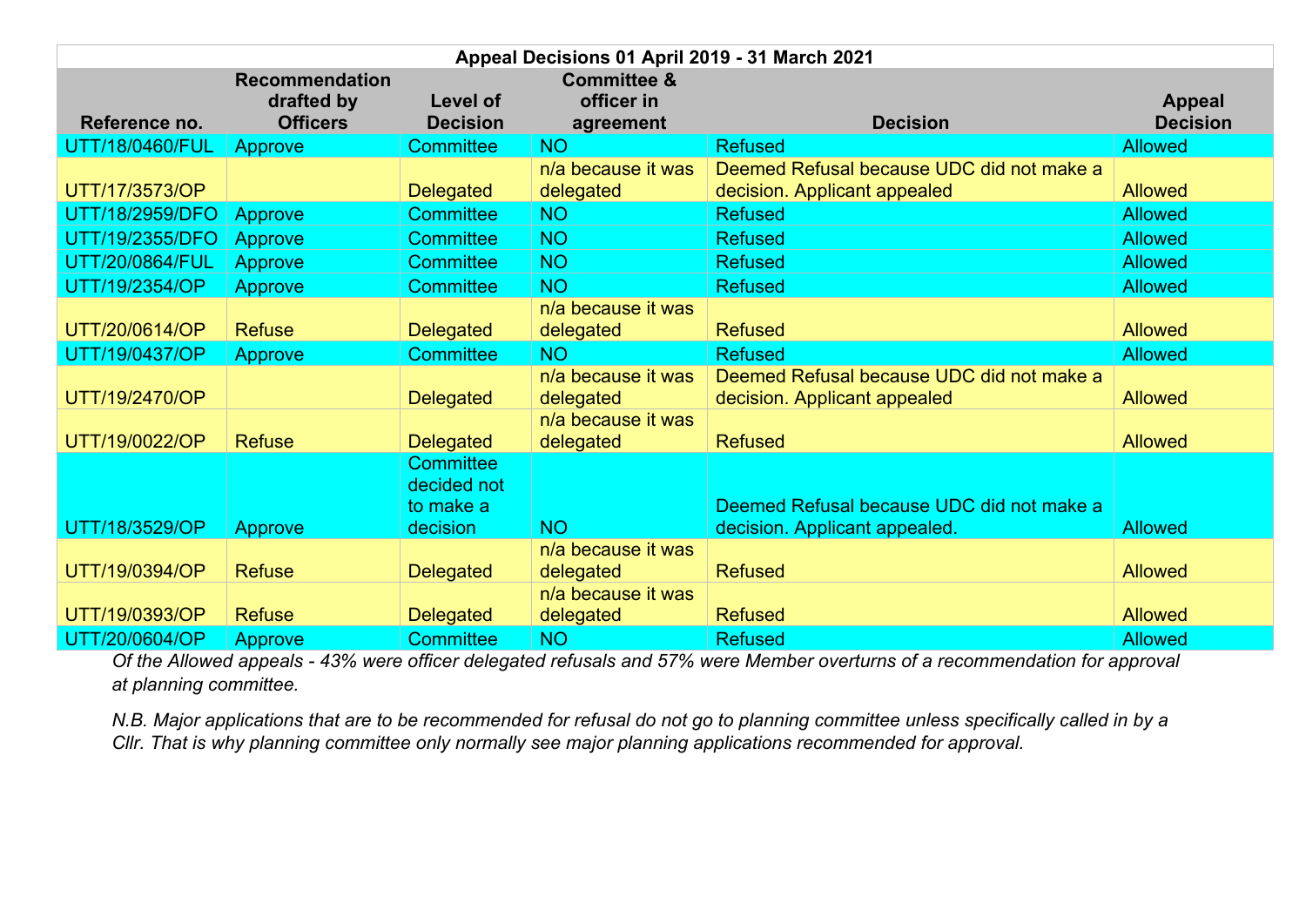| Appeal Decisions 01 April 2019 - 31 March 2021 | | | | | |
|---|---|---|---|---|---|
| **Reference no.** | **Recommendation drafted by Officers** | **Level of Decision** | **Committee & officer in agreement** | **Decision** | **Appeal Decision** |
| UTT/18/0460/FUL | Approve | Committee | NO | Refused | Allowed |
| UTT/17/3573/OP | | Delegated | n/a because it was delegated | Deemed Refusal because UDC did not make a decision. Applicant appealed | Allowed |
| UTT/18/2959/DFO | Approve | Committee | NO | Refused | Allowed |
| UTT/19/2355/DFO | Approve | Committee | NO | Refused | Allowed |
| UTT/20/0864/FUL | Approve | Committee | NO | Refused | Allowed |
| UTT/19/2354/OP | Approve | Committee | NO | Refused | Allowed |
| UTT/20/0614/OP | Refuse | Delegated | n/a because it was delegated | Refused | Allowed |
| UTT/19/0437/OP | Approve | Committee | NO | Refused | Allowed |
| UTT/19/2470/OP | | Delegated | n/a because it was delegated | Deemed Refusal because UDC did not make a decision. Applicant appealed | Allowed |
| UTT/19/0022/OP | Refuse | Delegated | n/a because it was delegated | Refused | Allowed |
| UTT/18/3529/OP | Approve | Committee decided not to make a decision | NO | Deemed Refusal because UDC did not make a decision. Applicant appealed. | Allowed |
| UTT/19/0394/OP | Refuse | Delegated | n/a because it was delegated | Refused | Allowed |
| UTT/19/0393/OP | Refuse | Delegated | n/a because it was delegated | Refused | Allowed |
| UTT/20/0604/OP | Approve | Committee | NO | Refused | Allowed |

*Of the Allowed appeals - 43% were officer delegated refusals and 57% were Member overturns of a recommendation for approval at planning committee.*

*N.B. Major applications that are to be recommended for refusal do not go to planning committee unless specifically called in by a Cllr. That is why planning committee only normally see major planning applications recommended for approval.*